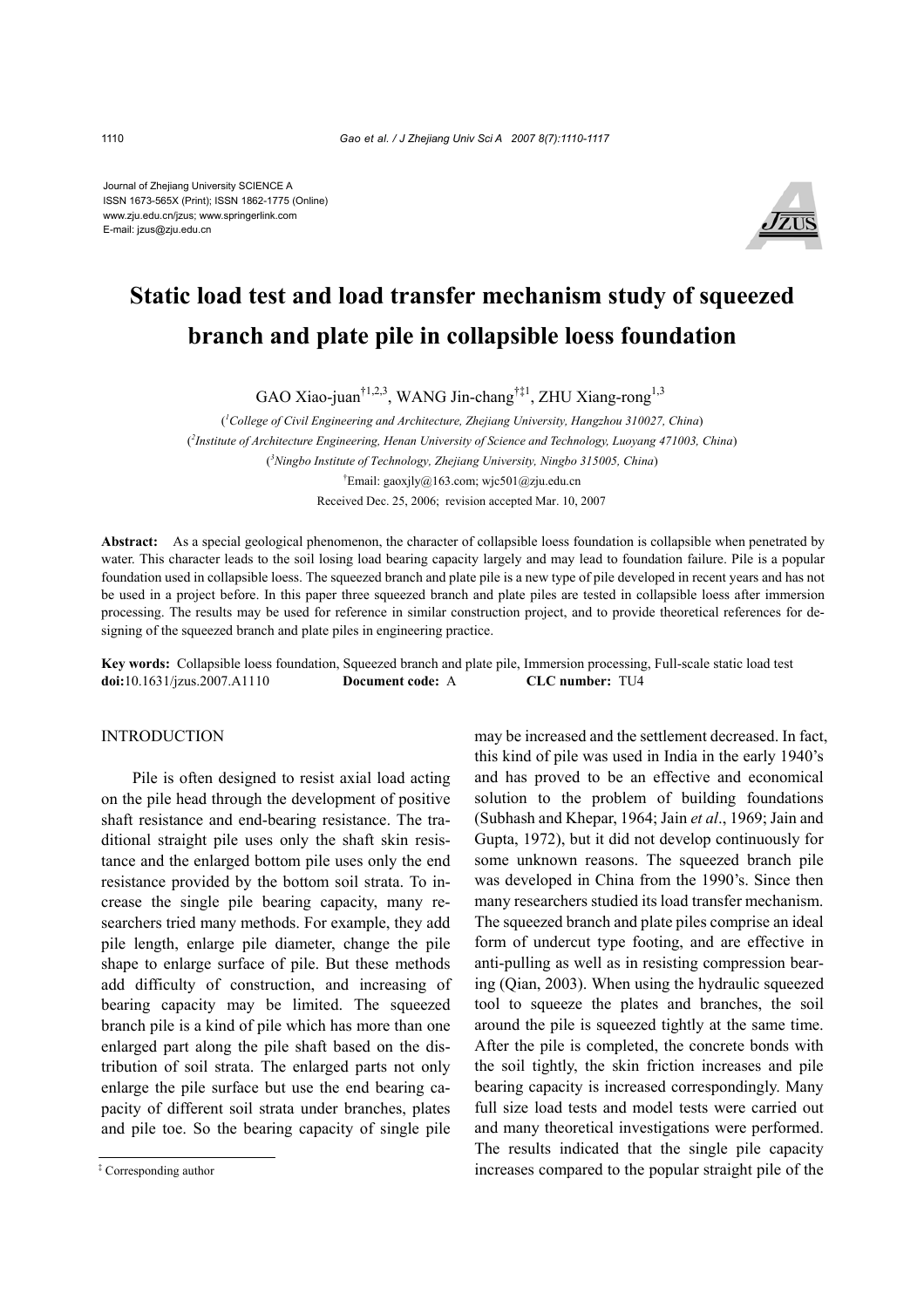Journal of Zhejiang University SCIENCE A
ISSN 1673-565X (Print); ISSN 1862-1775 (Online)
www.zju.edu.cn/jzus; www.springerlink.com
E-mail: jzus@zju.edu.cn

# Static load test and load transfer mechanism study of squeezed branch and plate pile in collapsible loess foundation

GAO Xiao-juan[†1,2,3], WANG Jin-chang[†‡1], ZHU Xiang-rong[1,3]

([1]*College of Civil Engineering and Architecture, Zhejiang University, Hangzhou 310027, China*)

([2]*Institute of Architecture Engineering, Henan University of Science and Technology, Luoyang 471003, China*)

([3]*Ningbo Institute of Technology, Zhejiang University, Ningbo 315005, China*)

[†]E-mail: gaoxjly@163.com; wjc501@zju.edu.cn

Received Dec. 25, 2006; revision accepted Mar. 10, 2007

**Abstract:** As a special geological phenomenon, the character of collapsible loess foundation is collapsible when penetrated by water. This character leads to the soil losing load bearing capacity largely and may lead to foundation failure. Pile is a popular foundation used in collapsible loess. The squeezed branch and plate pile is a new type of pile developed in recent years and has not be used in a project before. In this paper three squeezed branch and plate piles are tested in collapsible loess after immersion processing. The results may be used for reference in similar construction project, and to provide theoretical references for designing of the squeezed branch and plate piles in engineering practice.

**Key words:** Collapsible loess foundation, Squeezed branch and plate pile, Immersion processing, Full-scale static load test
**doi:**10.1631/jzus.2007.A1110 **Document code:** A **CLC number:** TU4

## INTRODUCTION

Pile is often designed to resist axial load acting on the pile head through the development of positive shaft resistance and end-bearing resistance. The traditional straight pile uses only the shaft skin resistance and the enlarged bottom pile uses only the end resistance provided by the bottom soil strata. To increase the single pile bearing capacity, many researchers tried many methods. For example, they add pile length, enlarge pile diameter, change the pile shape to enlarge surface of pile. But these methods add difficulty of construction, and increasing of bearing capacity may be limited. The squeezed branch pile is a kind of pile which has more than one enlarged part along the pile shaft based on the distribution of soil strata. The enlarged parts not only enlarge the pile surface but use the end bearing capacity of different soil strata under branches, plates and pile toe. So the bearing capacity of single pile may be increased and the settlement decreased. In fact, this kind of pile was used in India in the early 1940's and has proved to be an effective and economical solution to the problem of building foundations (Subhash and Khepar, 1964; Jain *et al*., 1969; Jain and Gupta, 1972), but it did not develop continuously for some unknown reasons. The squeezed branch pile was developed in China from the 1990's. Since then many researchers studied its load transfer mechanism. The squeezed branch and plate piles comprise an ideal form of undercut type footing, and are effective in anti-pulling as well as in resisting compression bearing (Qian, 2003). When using the hydraulic squeezed tool to squeeze the plates and branches, the soil around the pile is squeezed tightly at the same time. After the pile is completed, the concrete bonds with the soil tightly, the skin friction increases and pile bearing capacity is increased correspondingly. Many full size load tests and model tests were carried out and many theoretical investigations were performed. The results indicated that the single pile capacity increases compared to the popular straight pile of the

[‡] Corresponding author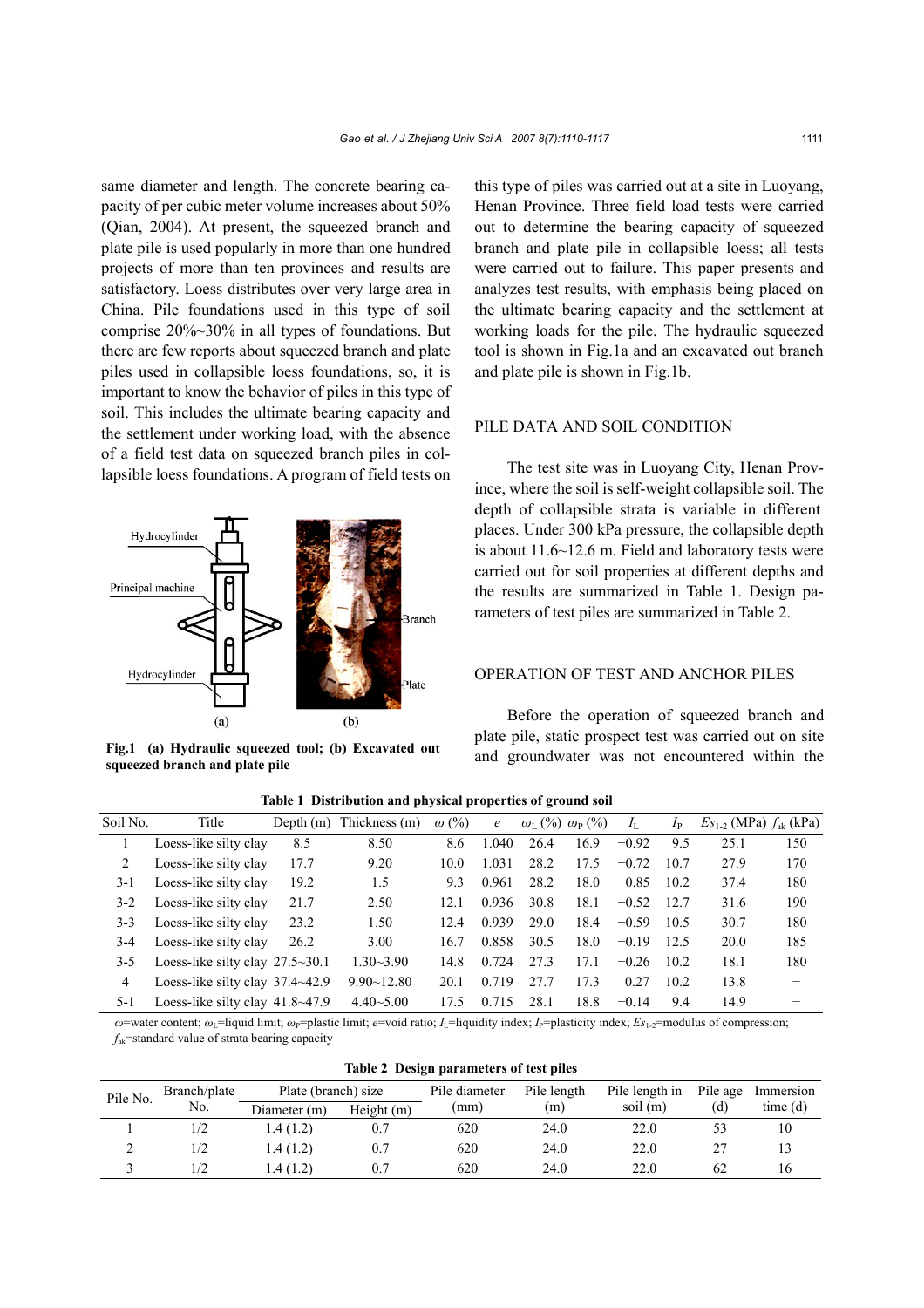same diameter and length. The concrete bearing capacity of per cubic meter volume increases about 50% (Qian, 2004). At present, the squeezed branch and plate pile is used popularly in more than one hundred projects of more than ten provinces and results are satisfactory. Loess distributes over very large area in China. Pile foundations used in this type of soil comprise 20%~30% in all types of foundations. But there are few reports about squeezed branch and plate piles used in collapsible loess foundations, so, it is important to know the behavior of piles in this type of soil. This includes the ultimate bearing capacity and the settlement under working load, with the absence of a field test data on squeezed branch piles in collapsible loess foundations. A program of field tests on this type of piles was carried out at a site in Luoyang, Henan Province. Three field load tests were carried out to determine the bearing capacity of squeezed branch and plate pile in collapsible loess; all tests were carried out to failure. This paper presents and analyzes test results, with emphasis being placed on the ultimate bearing capacity and the settlement at working loads for the pile. The hydraulic squeezed tool is shown in Fig.1a and an excavated out branch and plate pile is shown in Fig.1b.

**Fig.1 (a) Hydraulic squeezed tool; (b) Excavated out squeezed branch and plate pile**

## PILE DATA AND SOIL CONDITION

The test site was in Luoyang City, Henan Province, where the soil is self-weight collapsible soil. The depth of collapsible strata is variable in different places. Under 300 kPa pressure, the collapsible depth is about 11.6~12.6 m. Field and laboratory tests were carried out for soil properties at different depths and the results are summarized in Table 1. Design parameters of test piles are summarized in Table 2.

## OPERATION OF TEST AND ANCHOR PILES

Before the operation of squeezed branch and plate pile, static prospect test was carried out on site and groundwater was not encountered within the

**Table 1 Distribution and physical properties of ground soil**

| Soil No. | Title | Depth (m) | Thickness (m) | $\omega$ (%) | $e$ | $\omega_L$ (%) | $\omega_P$ (%) | $I_L$ | $I_P$ | $Es_{1\text{-}2}$ (MPa) | $f_{ak}$ (kPa) |
|---|---|---|---|---|---|---|---|---|---|---|---|
| 1 | Loess-like silty clay | 8.5 | 8.50 | 8.6 | 1.040 | 26.4 | 16.9 | −0.92 | 9.5 | 25.1 | 150 |
| 2 | Loess-like silty clay | 17.7 | 9.20 | 10.0 | 1.031 | 28.2 | 17.5 | −0.72 | 10.7 | 27.9 | 170 |
| 3-1 | Loess-like silty clay | 19.2 | 1.5 | 9.3 | 0.961 | 28.2 | 18.0 | −0.85 | 10.2 | 37.4 | 180 |
| 3-2 | Loess-like silty clay | 21.7 | 2.50 | 12.1 | 0.936 | 30.8 | 18.1 | −0.52 | 12.7 | 31.6 | 190 |
| 3-3 | Loess-like silty clay | 23.2 | 1.50 | 12.4 | 0.939 | 29.0 | 18.4 | −0.59 | 10.5 | 30.7 | 180 |
| 3-4 | Loess-like silty clay | 26.2 | 3.00 | 16.7 | 0.858 | 30.5 | 18.0 | −0.19 | 12.5 | 20.0 | 185 |
| 3-5 | Loess-like silty clay | 27.5~30.1 | 1.30~3.90 | 14.8 | 0.724 | 27.3 | 17.1 | −0.26 | 10.2 | 18.1 | 180 |
| 4 | Loess-like silty clay | 37.4~42.9 | 9.90~12.80 | 20.1 | 0.719 | 27.7 | 17.3 | 0.27 | 10.2 | 13.8 | − |
| 5-1 | Loess-like silty clay | 41.8~47.9 | 4.40~5.00 | 17.5 | 0.715 | 28.1 | 18.8 | −0.14 | 9.4 | 14.9 | − |

$\omega$=water content; $\omega_L$=liquid limit; $\omega_P$=plastic limit; $e$=void ratio; $I_L$=liquidity index; $I_P$=plasticity index; $Es_{1\text{-}2}$=modulus of compression; $f_{ak}$=standard value of strata bearing capacity

**Table 2 Design parameters of test piles**

| Pile No. | Branch/plate No. | Plate (branch) size | | Pile diameter (mm) | Pile length (m) | Pile length in soil (m) | Pile age (d) | Immersion time (d) |
|---|---|---|---|---|---|---|---|---|
| | | Diameter (m) | Height (m) | | | | | |
| 1 | 1/2 | 1.4 (1.2) | 0.7 | 620 | 24.0 | 22.0 | 53 | 10 |
| 2 | 1/2 | 1.4 (1.2) | 0.7 | 620 | 24.0 | 22.0 | 27 | 13 |
| 3 | 1/2 | 1.4 (1.2) | 0.7 | 620 | 24.0 | 22.0 | 62 | 16 |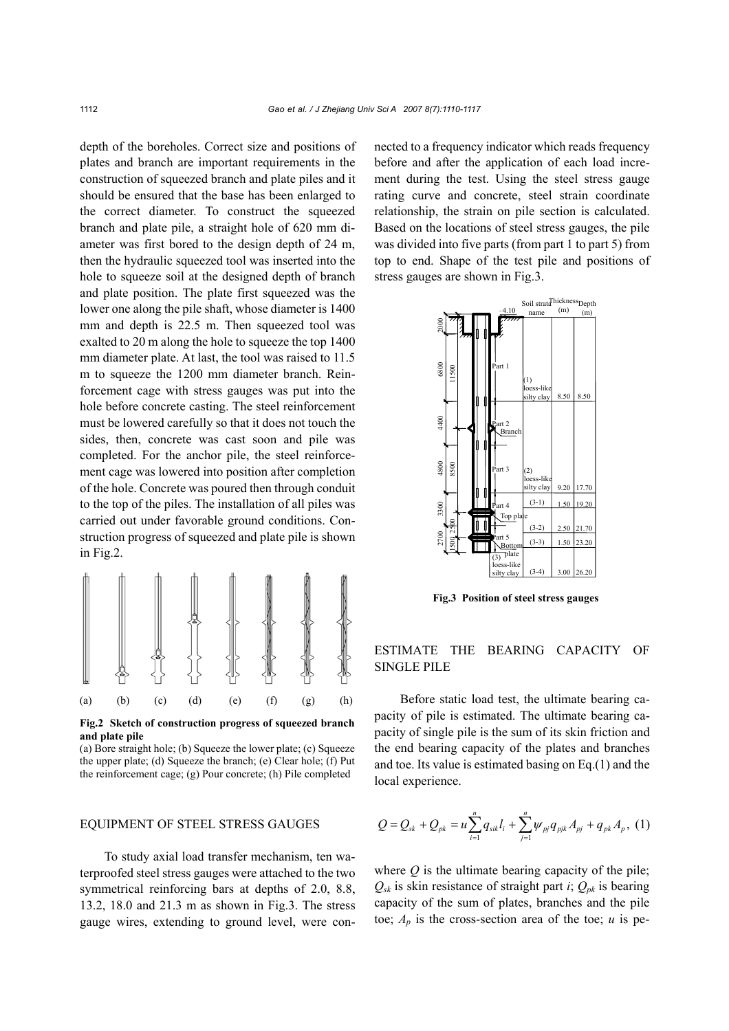depth of the boreholes. Correct size and positions of plates and branch are important requirements in the construction of squeezed branch and plate piles and it should be ensured that the base has been enlarged to the correct diameter. To construct the squeezed branch and plate pile, a straight hole of 620 mm diameter was first bored to the design depth of 24 m, then the hydraulic squeezed tool was inserted into the hole to squeeze soil at the designed depth of branch and plate position. The plate first squeezed was the lower one along the pile shaft, whose diameter is 1400 mm and depth is 22.5 m. Then squeezed tool was exalted to 20 m along the hole to squeeze the top 1400 mm diameter plate. At last, the tool was raised to 11.5 m to squeeze the 1200 mm diameter branch. Reinforcement cage with stress gauges was put into the hole before concrete casting. The steel reinforcement must be lowered carefully so that it does not touch the sides, then, concrete was cast soon and pile was completed. For the anchor pile, the steel reinforcement cage was lowered into position after completion of the hole. Concrete was poured then through conduit to the top of the piles. The installation of all piles was carried out under favorable ground conditions. Construction progress of squeezed and plate pile is shown in Fig.2.

**Fig.2 Sketch of construction progress of squeezed branch and plate pile**

(a) Bore straight hole; (b) Squeeze the lower plate; (c) Squeeze the upper plate; (d) Squeeze the branch; (e) Clear hole; (f) Put the reinforcement cage; (g) Pour concrete; (h) Pile completed

## EQUIPMENT OF STEEL STRESS GAUGES

To study axial load transfer mechanism, ten waterproofed steel stress gauges were attached to the two symmetrical reinforcing bars at depths of 2.0, 8.8, 13.2, 18.0 and 21.3 m as shown in Fig.3. The stress gauge wires, extending to ground level, were connected to a frequency indicator which reads frequency before and after the application of each load increment during the test. Using the steel stress gauge rating curve and concrete, steel strain coordinate relationship, the strain on pile section is calculated. Based on the locations of steel stress gauges, the pile was divided into five parts (from part 1 to part 5) from top to end. Shape of the test pile and positions of stress gauges are shown in Fig.3.

| Soil strata name | Thickness (m) | Depth (m) |
|---|---|---|
| (1) loess-like silty clay | 8.50 | 8.50 |
| (2) loess-like silty clay | 9.20 | 17.70 |
| (3-1) | 1.50 | 19.20 |
| (3-2) | 2.50 | 21.70 |
| (3-3) | 1.50 | 23.20 |
| (3) loess-like silty clay (3-4) | 3.00 | 26.20 |

**Fig.3 Position of steel stress gauges**

## ESTIMATE THE BEARING CAPACITY OF SINGLE PILE

Before static load test, the ultimate bearing capacity of pile is estimated. The ultimate bearing capacity of single pile is the sum of its skin friction and the end bearing capacity of the plates and branches and toe. Its value is estimated basing on Eq.(1) and the local experience.

$$Q = Q_{sk} + Q_{pk} = u\sum_{i=1}^{n} q_{sik} l_i + \sum_{j=1}^{n} \psi_{pj} q_{pjk} A_{pj} + q_{pk} A_p, \quad (1)$$

where $Q$ is the ultimate bearing capacity of the pile; $Q_{sk}$ is skin resistance of straight part $i$; $Q_{pk}$ is bearing capacity of the sum of plates, branches and the pile toe; $A_p$ is the cross-section area of the toe; $u$ is pe-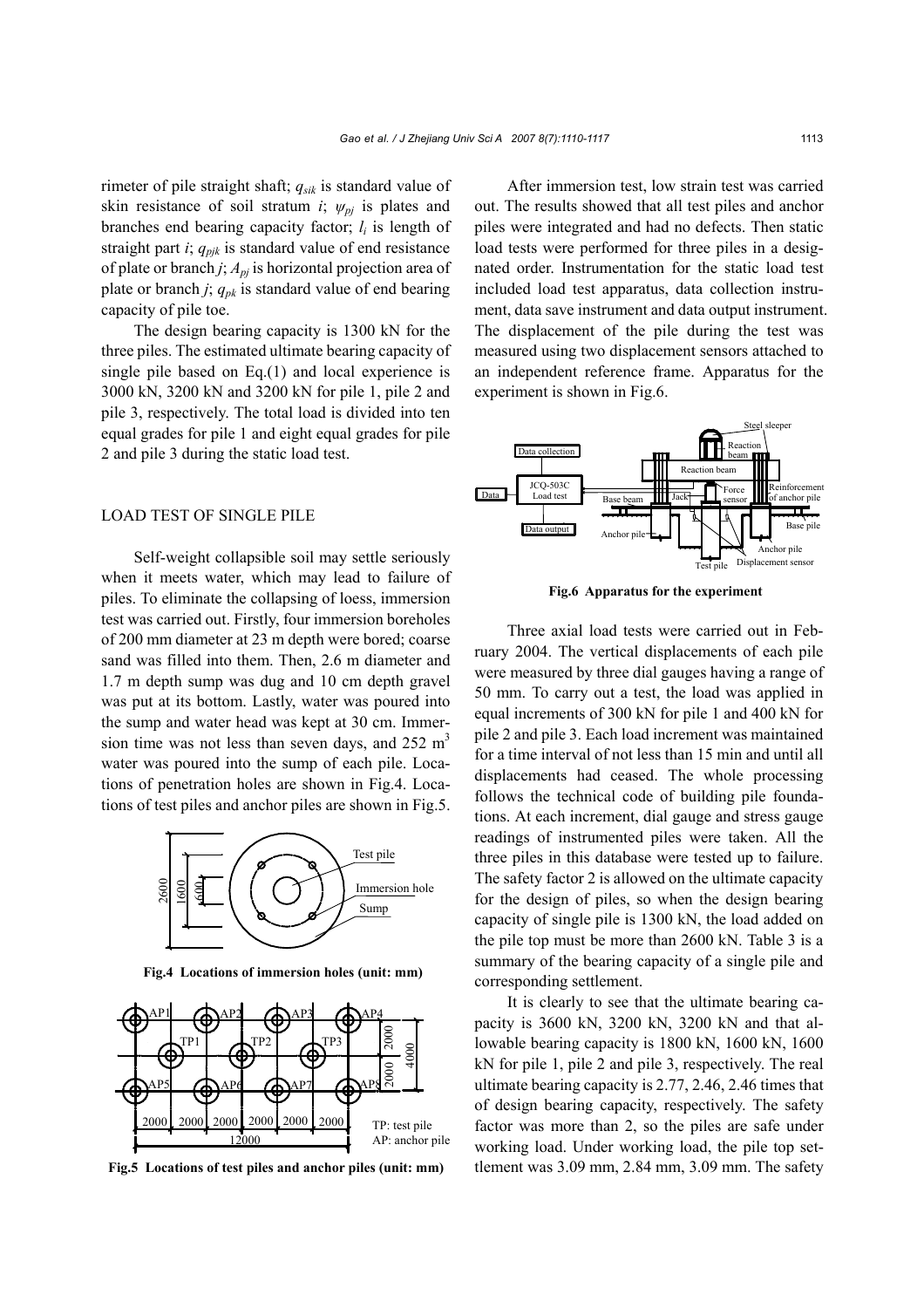rimeter of pile straight shaft; $q_{sik}$ is standard value of skin resistance of soil stratum $i$; $\psi_{pj}$ is plates and branches end bearing capacity factor; $l_i$ is length of straight part $i$; $q_{pjk}$ is standard value of end resistance of plate or branch $j$; $A_{pj}$ is horizontal projection area of plate or branch $j$; $q_{pk}$ is standard value of end bearing capacity of pile toe.

The design bearing capacity is 1300 kN for the three piles. The estimated ultimate bearing capacity of single pile based on Eq.(1) and local experience is 3000 kN, 3200 kN and 3200 kN for pile 1, pile 2 and pile 3, respectively. The total load is divided into ten equal grades for pile 1 and eight equal grades for pile 2 and pile 3 during the static load test.

## LOAD TEST OF SINGLE PILE

Self-weight collapsible soil may settle seriously when it meets water, which may lead to failure of piles. To eliminate the collapsing of loess, immersion test was carried out. Firstly, four immersion boreholes of 200 mm diameter at 23 m depth were bored; coarse sand was filled into them. Then, 2.6 m diameter and 1.7 m depth sump was dug and 10 cm depth gravel was put at its bottom. Lastly, water was poured into the sump and water head was kept at 30 cm. Immersion time was not less than seven days, and 252 m$^3$ water was poured into the sump of each pile. Locations of penetration holes are shown in Fig.4. Locations of test piles and anchor piles are shown in Fig.5.

**Fig.4 Locations of immersion holes (unit: mm)**

**Fig.5 Locations of test piles and anchor piles (unit: mm)**

After immersion test, low strain test was carried out. The results showed that all test piles and anchor piles were integrated and had no defects. Then static load tests were performed for three piles in a designated order. Instrumentation for the static load test included load test apparatus, data collection instrument, data save instrument and data output instrument. The displacement of the pile during the test was measured using two displacement sensors attached to an independent reference frame. Apparatus for the experiment is shown in Fig.6.

**Fig.6 Apparatus for the experiment**

Three axial load tests were carried out in February 2004. The vertical displacements of each pile were measured by three dial gauges having a range of 50 mm. To carry out a test, the load was applied in equal increments of 300 kN for pile 1 and 400 kN for pile 2 and pile 3. Each load increment was maintained for a time interval of not less than 15 min and until all displacements had ceased. The whole processing follows the technical code of building pile foundations. At each increment, dial gauge and stress gauge readings of instrumented piles were taken. All the three piles in this database were tested up to failure. The safety factor 2 is allowed on the ultimate capacity for the design of piles, so when the design bearing capacity of single pile is 1300 kN, the load added on the pile top must be more than 2600 kN. Table 3 is a summary of the bearing capacity of a single pile and corresponding settlement.

It is clearly to see that the ultimate bearing capacity is 3600 kN, 3200 kN, 3200 kN and that allowable bearing capacity is 1800 kN, 1600 kN, 1600 kN for pile 1, pile 2 and pile 3, respectively. The real ultimate bearing capacity is 2.77, 2.46, 2.46 times that of design bearing capacity, respectively. The safety factor was more than 2, so the piles are safe under working load. Under working load, the pile top settlement was 3.09 mm, 2.84 mm, 3.09 mm. The safety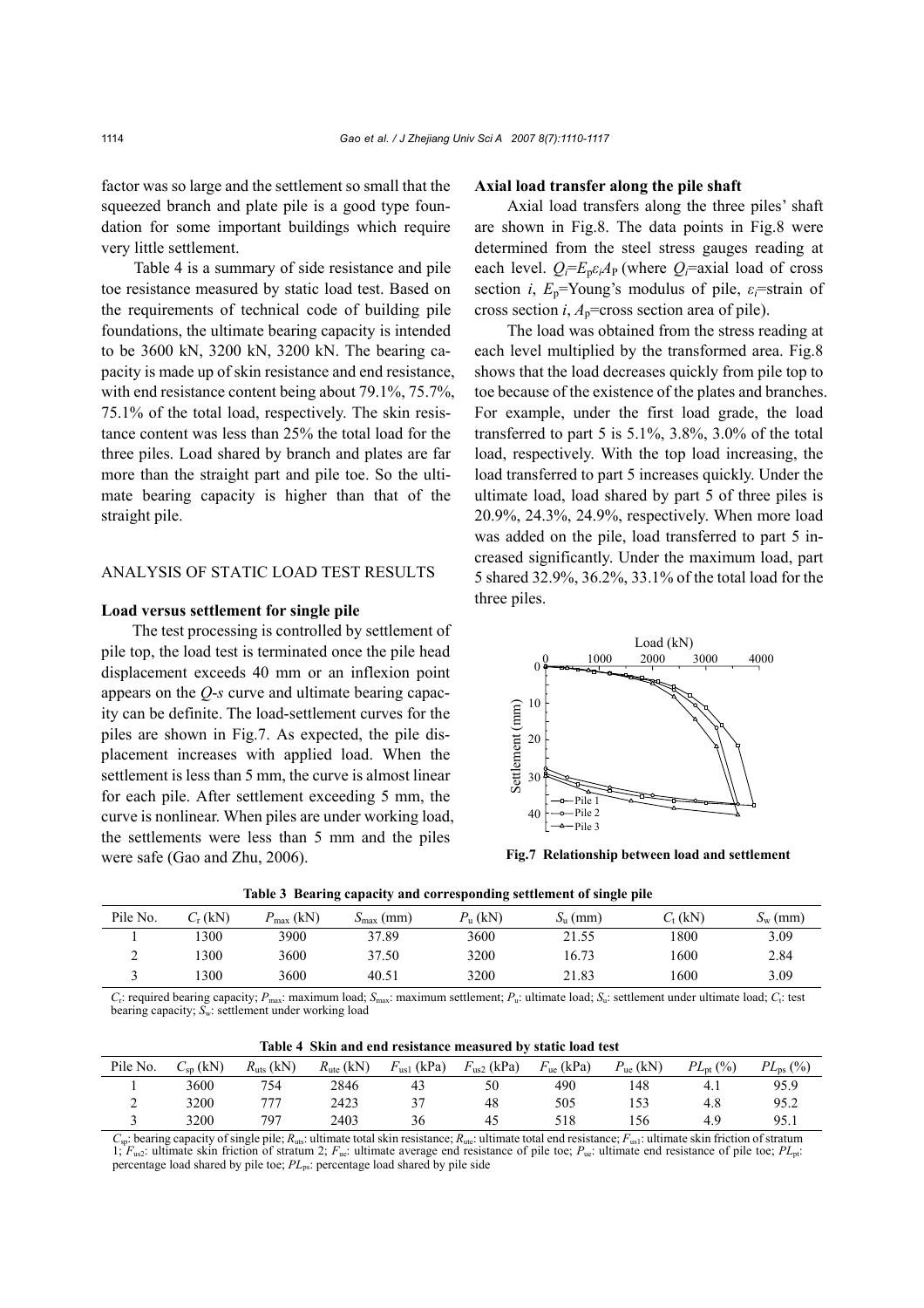factor was so large and the settlement so small that the squeezed branch and plate pile is a good type foundation for some important buildings which require very little settlement.

Table 4 is a summary of side resistance and pile toe resistance measured by static load test. Based on the requirements of technical code of building pile foundations, the ultimate bearing capacity is intended to be 3600 kN, 3200 kN, 3200 kN. The bearing capacity is made up of skin resistance and end resistance, with end resistance content being about 79.1%, 75.7%, 75.1% of the total load, respectively. The skin resistance content was less than 25% the total load for the three piles. Load shared by branch and plates are far more than the straight part and pile toe. So the ultimate bearing capacity is higher than that of the straight pile.

## ANALYSIS OF STATIC LOAD TEST RESULTS

### Load versus settlement for single pile

The test processing is controlled by settlement of pile top, the load test is terminated once the pile head displacement exceeds 40 mm or an inflexion point appears on the *Q-s* curve and ultimate bearing capacity can be definite. The load-settlement curves for the piles are shown in Fig.7. As expected, the pile displacement increases with applied load. When the settlement is less than 5 mm, the curve is almost linear for each pile. After settlement exceeding 5 mm, the curve is nonlinear. When piles are under working load, the settlements were less than 5 mm and the piles were safe (Gao and Zhu, 2006).

### Axial load transfer along the pile shaft

Axial load transfers along the three piles' shaft are shown in Fig.8. The data points in Fig.8 were determined from the steel stress gauges reading at each level. $Q_i=E_p\varepsilon_iA_P$ (where $Q_i$=axial load of cross section $i$, $E_p$=Young's modulus of pile, $\varepsilon_i$=strain of cross section $i$, $A_p$=cross section area of pile).

The load was obtained from the stress reading at each level multiplied by the transformed area. Fig.8 shows that the load decreases quickly from pile top to toe because of the existence of the plates and branches. For example, under the first load grade, the load transferred to part 5 is 5.1%, 3.8%, 3.0% of the total load, respectively. With the top load increasing, the load transferred to part 5 increases quickly. Under the ultimate load, load shared by part 5 of three piles is 20.9%, 24.3%, 24.9%, respectively. When more load was added on the pile, load transferred to part 5 increased significantly. Under the maximum load, part 5 shared 32.9%, 36.2%, 33.1% of the total load for the three piles.

**Fig.7 Relationship between load and settlement**

**Table 3 Bearing capacity and corresponding settlement of single pile**

| Pile No. | $C_r$ (kN) | $P_{max}$ (kN) | $S_{max}$ (mm) | $P_u$ (kN) | $S_u$ (mm) | $C_t$ (kN) | $S_w$ (mm) |
|---|---|---|---|---|---|---|---|
| 1 | 1300 | 3900 | 37.89 | 3600 | 21.55 | 1800 | 3.09 |
| 2 | 1300 | 3600 | 37.50 | 3200 | 16.73 | 1600 | 2.84 |
| 3 | 1300 | 3600 | 40.51 | 3200 | 21.83 | 1600 | 3.09 |

$C_r$: required bearing capacity; $P_{max}$: maximum load; $S_{max}$: maximum settlement; $P_u$: ultimate load; $S_u$: settlement under ultimate load; $C_t$: test bearing capacity; $S_w$: settlement under working load

**Table 4 Skin and end resistance measured by static load test**

| Pile No. | $C_{sp}$ (kN) | $R_{uts}$ (kN) | $R_{ute}$ (kN) | $F_{us1}$ (kPa) | $F_{us2}$ (kPa) | $F_{ue}$ (kPa) | $P_{ue}$ (kN) | $PL_{pt}$ (%) | $PL_{ps}$ (%) |
|---|---|---|---|---|---|---|---|---|---|
| 1 | 3600 | 754 | 2846 | 43 | 50 | 490 | 148 | 4.1 | 95.9 |
| 2 | 3200 | 777 | 2423 | 37 | 48 | 505 | 153 | 4.8 | 95.2 |
| 3 | 3200 | 797 | 2403 | 36 | 45 | 518 | 156 | 4.9 | 95.1 |

$C_{sp}$: bearing capacity of single pile; $R_{uts}$: ultimate total skin resistance; $R_{ute}$: ultimate total end resistance; $F_{us1}$: ultimate skin friction of stratum 1; $F_{us2}$: ultimate skin friction of stratum 2; $F_{ue}$: ultimate average end resistance of pile toe; $P_{ue}$: ultimate end resistance of pile toe; $PL_{pt}$: percentage load shared by pile toe; $PL_{ps}$: percentage load shared by pile side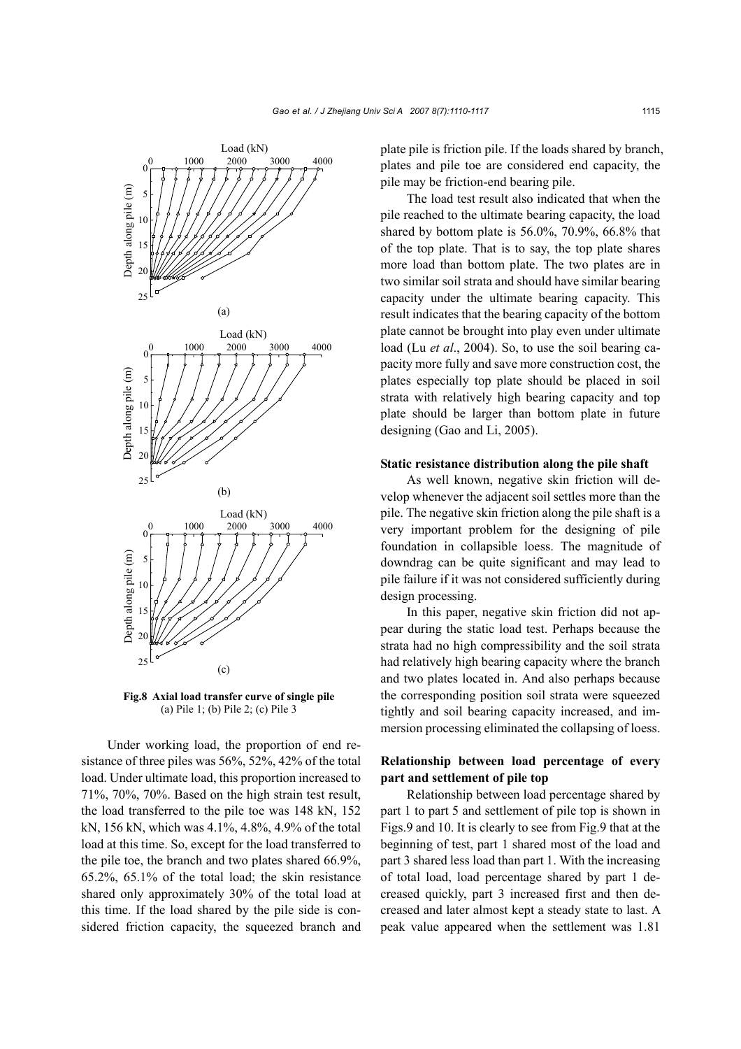Fig.8 Axial load transfer curve of single pile
(a) Pile 1; (b) Pile 2; (c) Pile 3

Under working load, the proportion of end resistance of three piles was 56%, 52%, 42% of the total load. Under ultimate load, this proportion increased to 71%, 70%, 70%. Based on the high strain test result, the load transferred to the pile toe was 148 kN, 152 kN, 156 kN, which was 4.1%, 4.8%, 4.9% of the total load at this time. So, except for the load transferred to the pile toe, the branch and two plates shared 66.9%, 65.2%, 65.1% of the total load; the skin resistance shared only approximately 30% of the total load at this time. If the load shared by the pile side is considered friction capacity, the squeezed branch and plate pile is friction pile. If the loads shared by branch, plates and pile toe are considered end capacity, the pile may be friction-end bearing pile.

The load test result also indicated that when the pile reached to the ultimate bearing capacity, the load shared by bottom plate is 56.0%, 70.9%, 66.8% that of the top plate. That is to say, the top plate shares more load than bottom plate. The two plates are in two similar soil strata and should have similar bearing capacity under the ultimate bearing capacity. This result indicates that the bearing capacity of the bottom plate cannot be brought into play even under ultimate load (Lu *et al*., 2004). So, to use the soil bearing capacity more fully and save more construction cost, the plates especially top plate should be placed in soil strata with relatively high bearing capacity and top plate should be larger than bottom plate in future designing (Gao and Li, 2005).

**Static resistance distribution along the pile shaft**

As well known, negative skin friction will develop whenever the adjacent soil settles more than the pile. The negative skin friction along the pile shaft is a very important problem for the designing of pile foundation in collapsible loess. The magnitude of downdrag can be quite significant and may lead to pile failure if it was not considered sufficiently during design processing.

In this paper, negative skin friction did not appear during the static load test. Perhaps because the strata had no high compressibility and the soil strata had relatively high bearing capacity where the branch and two plates located in. And also perhaps because the corresponding position soil strata were squeezed tightly and soil bearing capacity increased, and immersion processing eliminated the collapsing of loess.

## Relationship between load percentage of every part and settlement of pile top

Relationship between load percentage shared by part 1 to part 5 and settlement of pile top is shown in Figs.9 and 10. It is clearly to see from Fig.9 that at the beginning of test, part 1 shared most of the load and part 3 shared less load than part 1. With the increasing of total load, load percentage shared by part 1 decreased quickly, part 3 increased first and then decreased and later almost kept a steady state to last. A peak value appeared when the settlement was 1.81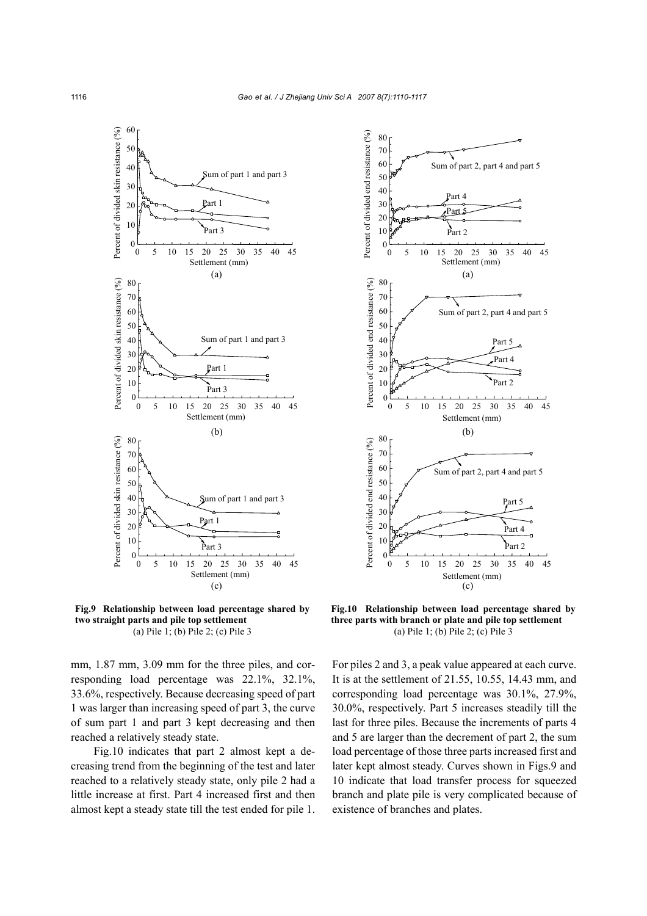**Fig.9 Relationship between load percentage shared by two straight parts and pile top settlement**
(a) Pile 1; (b) Pile 2; (c) Pile 3

**Fig.10 Relationship between load percentage shared by three parts with branch or plate and pile top settlement**
(a) Pile 1; (b) Pile 2; (c) Pile 3

mm, 1.87 mm, 3.09 mm for the three piles, and corresponding load percentage was 22.1%, 32.1%, 33.6%, respectively. Because decreasing speed of part 1 was larger than increasing speed of part 3, the curve of sum part 1 and part 3 kept decreasing and then reached a relatively steady state.

Fig.10 indicates that part 2 almost kept a decreasing trend from the beginning of the test and later reached to a relatively steady state, only pile 2 had a little increase at first. Part 4 increased first and then almost kept a steady state till the test ended for pile 1. For piles 2 and 3, a peak value appeared at each curve. It is at the settlement of 21.55, 10.55, 14.43 mm, and corresponding load percentage was 30.1%, 27.9%, 30.0%, respectively. Part 5 increases steadily till the last for three piles. Because the increments of parts 4 and 5 are larger than the decrement of part 2, the sum load percentage of those three parts increased first and later kept almost steady. Curves shown in Figs.9 and 10 indicate that load transfer process for squeezed branch and plate pile is very complicated because of existence of branches and plates.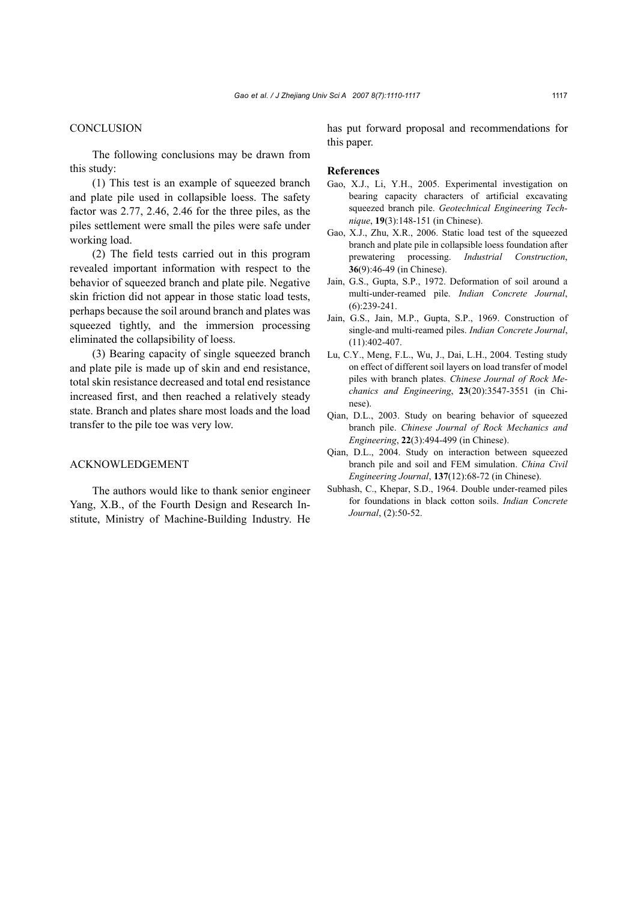## CONCLUSION

The following conclusions may be drawn from this study:

(1) This test is an example of squeezed branch and plate pile used in collapsible loess. The safety factor was 2.77, 2.46, 2.46 for the three piles, as the piles settlement were small the piles were safe under working load.

(2) The field tests carried out in this program revealed important information with respect to the behavior of squeezed branch and plate pile. Negative skin friction did not appear in those static load tests, perhaps because the soil around branch and plates was squeezed tightly, and the immersion processing eliminated the collapsibility of loess.

(3) Bearing capacity of single squeezed branch and plate pile is made up of skin and end resistance, total skin resistance decreased and total end resistance increased first, and then reached a relatively steady state. Branch and plates share most loads and the load transfer to the pile toe was very low.

## ACKNOWLEDGEMENT

The authors would like to thank senior engineer Yang, X.B., of the Fourth Design and Research Institute, Ministry of Machine-Building Industry. He has put forward proposal and recommendations for this paper.

## References

Gao, X.J., Li, Y.H., 2005. Experimental investigation on bearing capacity characters of artificial excavating squeezed branch pile. *Geotechnical Engineering Technique*, **19**(3):148-151 (in Chinese).

Gao, X.J., Zhu, X.R., 2006. Static load test of the squeezed branch and plate pile in collapsible loess foundation after prewatering processing. *Industrial Construction*, **36**(9):46-49 (in Chinese).

Jain, G.S., Gupta, S.P., 1972. Deformation of soil around a multi-under-reamed pile. *Indian Concrete Journal*, (6):239-241.

Jain, G.S., Jain, M.P., Gupta, S.P., 1969. Construction of single-and multi-reamed piles. *Indian Concrete Journal*, (11):402-407.

Lu, C.Y., Meng, F.L., Wu, J., Dai, L.H., 2004. Testing study on effect of different soil layers on load transfer of model piles with branch plates. *Chinese Journal of Rock Mechanics and Engineering*, **23**(20):3547-3551 (in Chinese).

Qian, D.L., 2003. Study on bearing behavior of squeezed branch pile. *Chinese Journal of Rock Mechanics and Engineering*, **22**(3):494-499 (in Chinese).

Qian, D.L., 2004. Study on interaction between squeezed branch pile and soil and FEM simulation. *China Civil Engineering Journal*, **137**(12):68-72 (in Chinese).

Subhash, C., Khepar, S.D., 1964. Double under-reamed piles for foundations in black cotton soils. *Indian Concrete Journal*, (2):50-52.